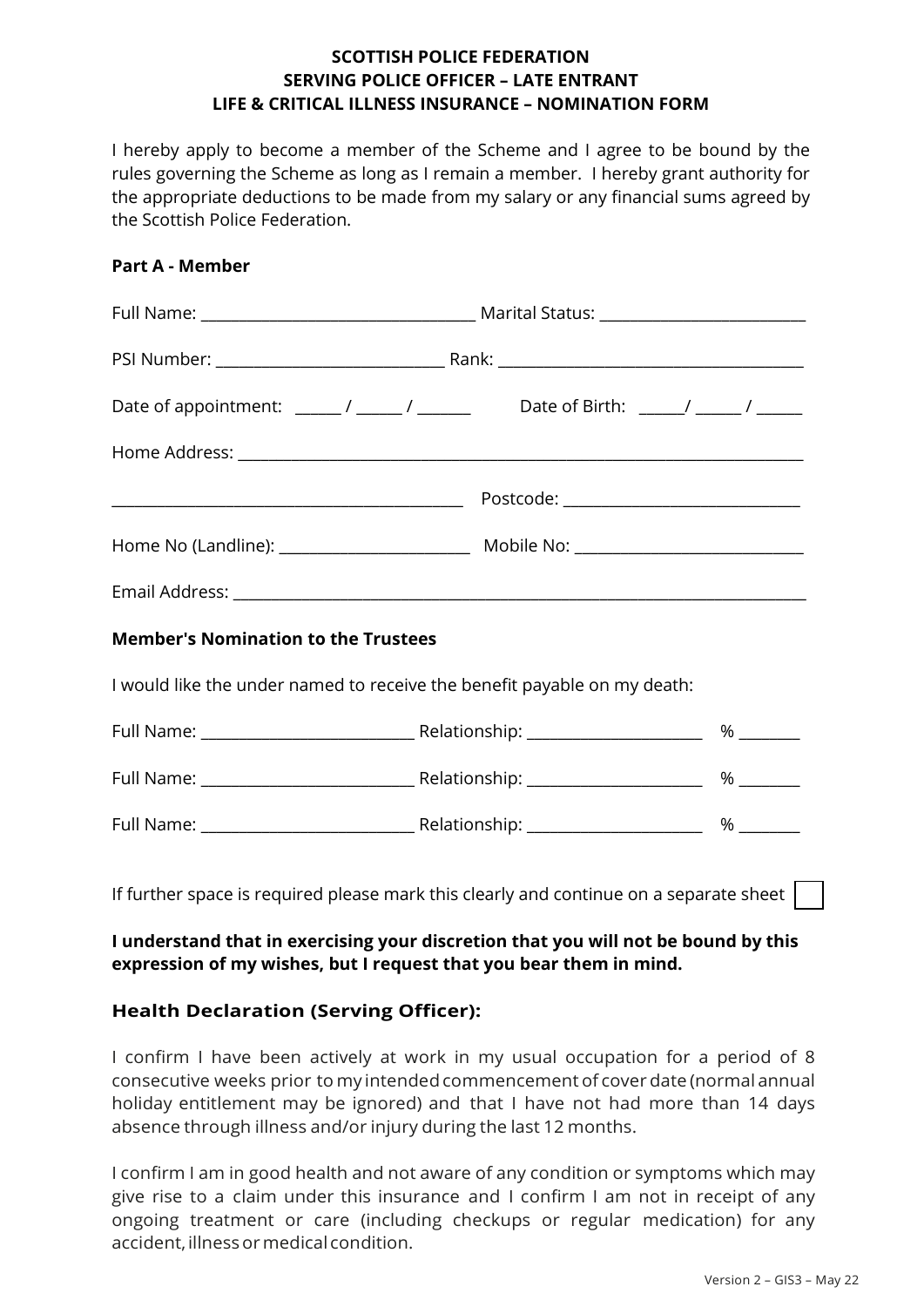**SCOTTISH POLICE FEDERATION**
**SERVING POLICE OFFICER – LATE ENTRANT**
**LIFE & CRITICAL ILLNESS INSURANCE – NOMINATION FORM**

I hereby apply to become a member of the Scheme and I agree to be bound by the rules governing the Scheme as long as I remain a member. I hereby grant authority for the appropriate deductions to be made from my salary or any financial sums agreed by the Scottish Police Federation.

**Part A - Member**

Full Name: ___________________________________ Marital Status: __________________________

PSI Number: ____________________________ Rank: ______________________________________

Date of appointment: ______ / ______ / _______ Date of Birth: ______/ ______ / ______

Home Address: ______________________________________________________________________

____________________________________________ Postcode: ______________________________

Home No (Landline): ________________________ Mobile No: ____________________________

Email Address: ______________________________________________________________________

**Member's Nomination to the Trustees**

I would like the under named to receive the benefit payable on my death:

Full Name: ___________________________ Relationship: ______________________ % ________

Full Name: ___________________________ Relationship: ______________________ % ________

Full Name: ___________________________ Relationship: ______________________ % ________

If further space is required please mark this clearly and continue on a separate sheet ☐

**I understand that in exercising your discretion that you will not be bound by this expression of my wishes, but I request that you bear them in mind.**

### Health Declaration (Serving Officer):

I confirm I have been actively at work in my usual occupation for a period of 8 consecutive weeks prior to my intended commencement of cover date (normal annual holiday entitlement may be ignored) and that I have not had more than 14 days absence through illness and/or injury during the last 12 months.

I confirm I am in good health and not aware of any condition or symptoms which may give rise to a claim under this insurance and I confirm I am not in receipt of any ongoing treatment or care (including checkups or regular medication) for any accident, illness or medical condition.

Version 2 – GIS3 – May 22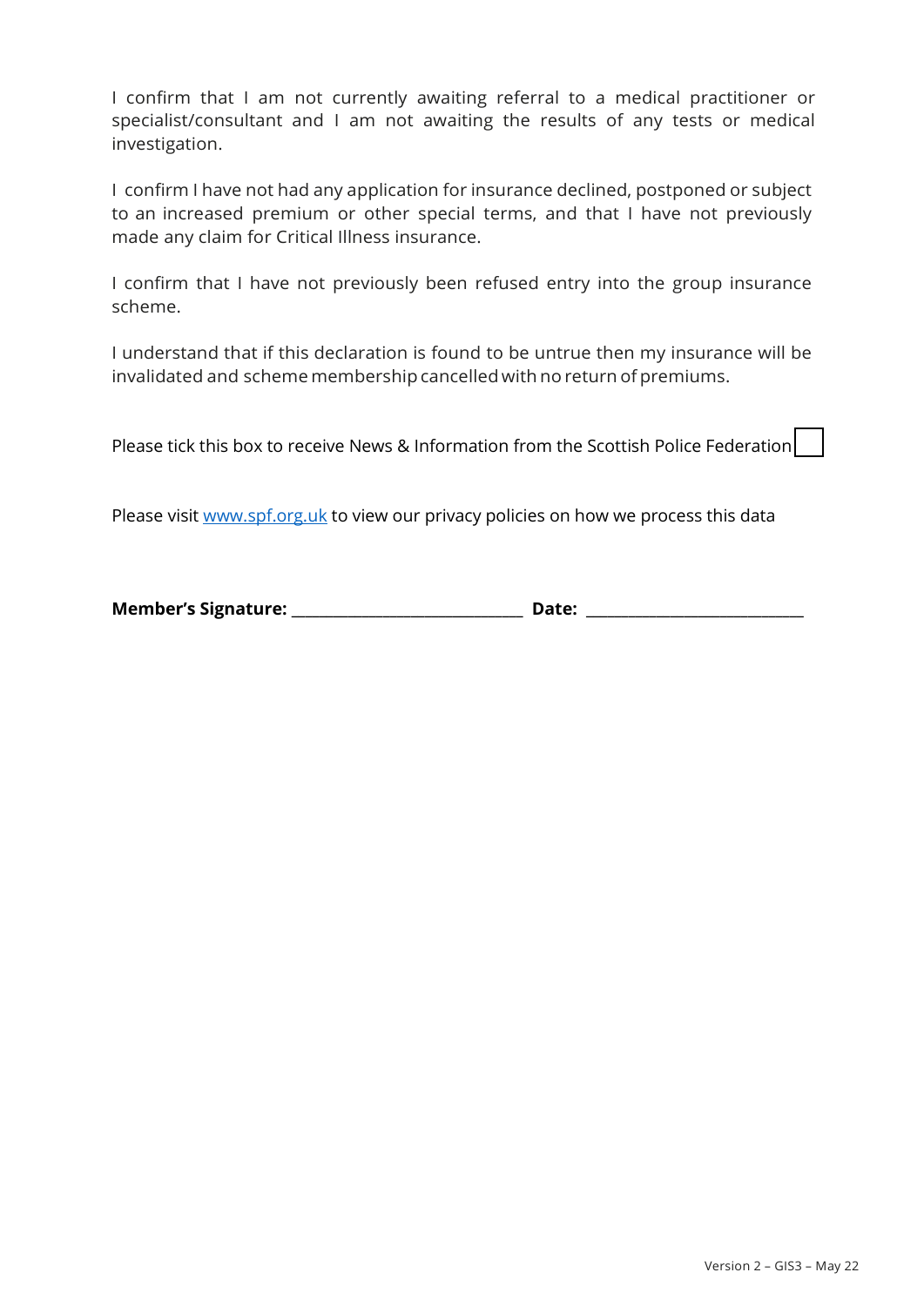I confirm that I am not currently awaiting referral to a medical practitioner or specialist/consultant and I am not awaiting the results of any tests or medical investigation.

I confirm I have not had any application for insurance declined, postponed or subject to an increased premium or other special terms, and that I have not previously made any claim for Critical Illness insurance.

I confirm that I have not previously been refused entry into the group insurance scheme.

I understand that if this declaration is found to be untrue then my insurance will be invalidated and scheme membership cancelled with no return of premiums.

Please tick this box to receive News & Information from the Scottish Police Federation ☐

Please visit [www.spf.org.uk](http://www.spf.org.uk) to view our privacy policies on how we process this data

**Member's Signature:** ____________________________ **Date:** ___________________________

Version 2 – GIS3 – May 22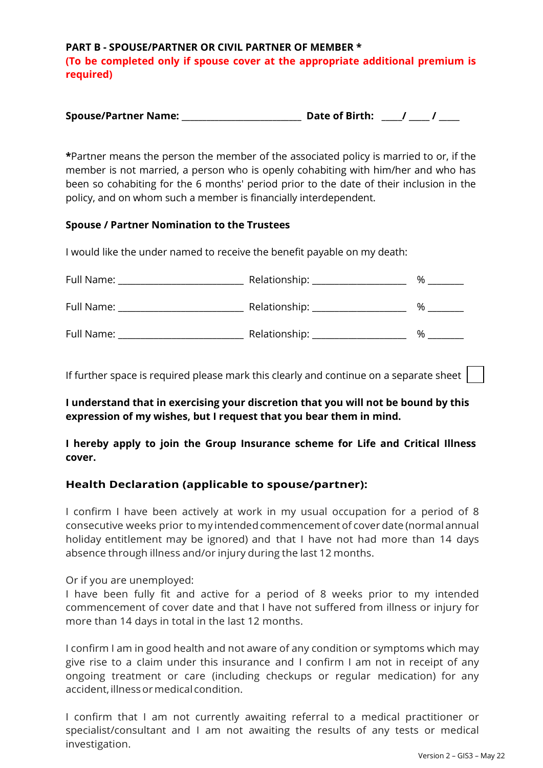**PART B - SPOUSE/PARTNER OR CIVIL PARTNER OF MEMBER ***

**(To be completed only if spouse cover at the appropriate additional premium is required)**

**Spouse/Partner Name:** ________________________ **Date of Birth:** ____/ ____ / ____

***Partner means the person the member of the associated policy is married to or, if the member is not married, a person who is openly cohabiting with him/her and who has been so cohabiting for the 6 months' period prior to the date of their inclusion in the policy, and on whom such a member is financially interdependent.

**Spouse / Partner Nomination to the Trustees**

I would like the under named to receive the benefit payable on my death:

Full Name: _________________________ Relationship: ___________________ % _______

Full Name: _________________________ Relationship: ___________________ % _______

Full Name: _________________________ Relationship: ___________________ % _______

If further space is required please mark this clearly and continue on a separate sheet ☐

**I understand that in exercising your discretion that you will not be bound by this expression of my wishes, but I request that you bear them in mind.**

**I hereby apply to join the Group Insurance scheme for Life and Critical Illness cover.**

## Health Declaration (applicable to spouse/partner):

I confirm I have been actively at work in my usual occupation for a period of 8 consecutive weeks prior to my intended commencement of cover date (normal annual holiday entitlement may be ignored) and that I have not had more than 14 days absence through illness and/or injury during the last 12 months.

Or if you are unemployed:
I have been fully fit and active for a period of 8 weeks prior to my intended commencement of cover date and that I have not suffered from illness or injury for more than 14 days in total in the last 12 months.

I confirm I am in good health and not aware of any condition or symptoms which may give rise to a claim under this insurance and I confirm I am not in receipt of any ongoing treatment or care (including checkups or regular medication) for any accident, illness or medical condition.

I confirm that I am not currently awaiting referral to a medical practitioner or specialist/consultant and I am not awaiting the results of any tests or medical investigation.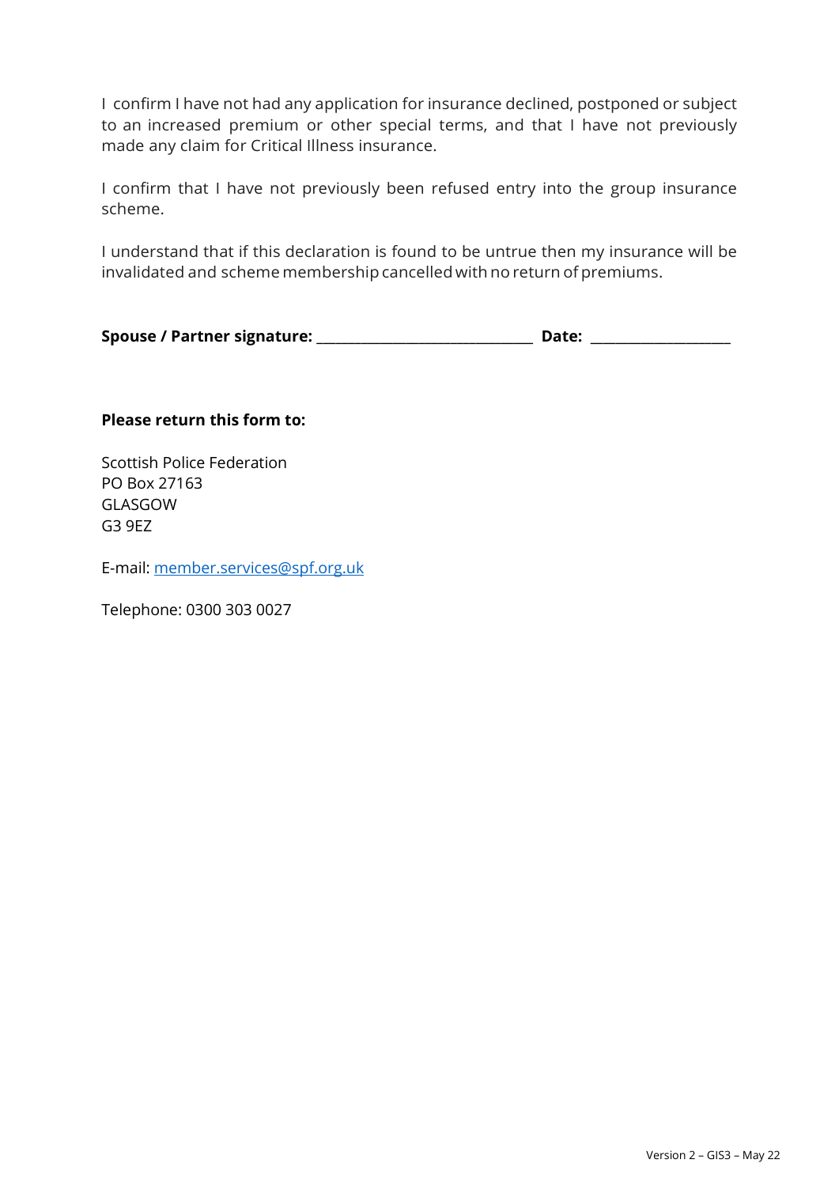I confirm I have not had any application for insurance declined, postponed or subject to an increased premium or other special terms, and that I have not previously made any claim for Critical Illness insurance.

I confirm that I have not previously been refused entry into the group insurance scheme.

I understand that if this declaration is found to be untrue then my insurance will be invalidated and scheme membership cancelled with no return of premiums.

**Spouse / Partner signature:** ______________________________ **Date:** ____________________

**Please return this form to:**

Scottish Police Federation
PO Box 27163
GLASGOW
G3 9EZ

E-mail: member.services@spf.org.uk

Telephone: 0300 303 0027

Version 2 – GIS3 – May 22